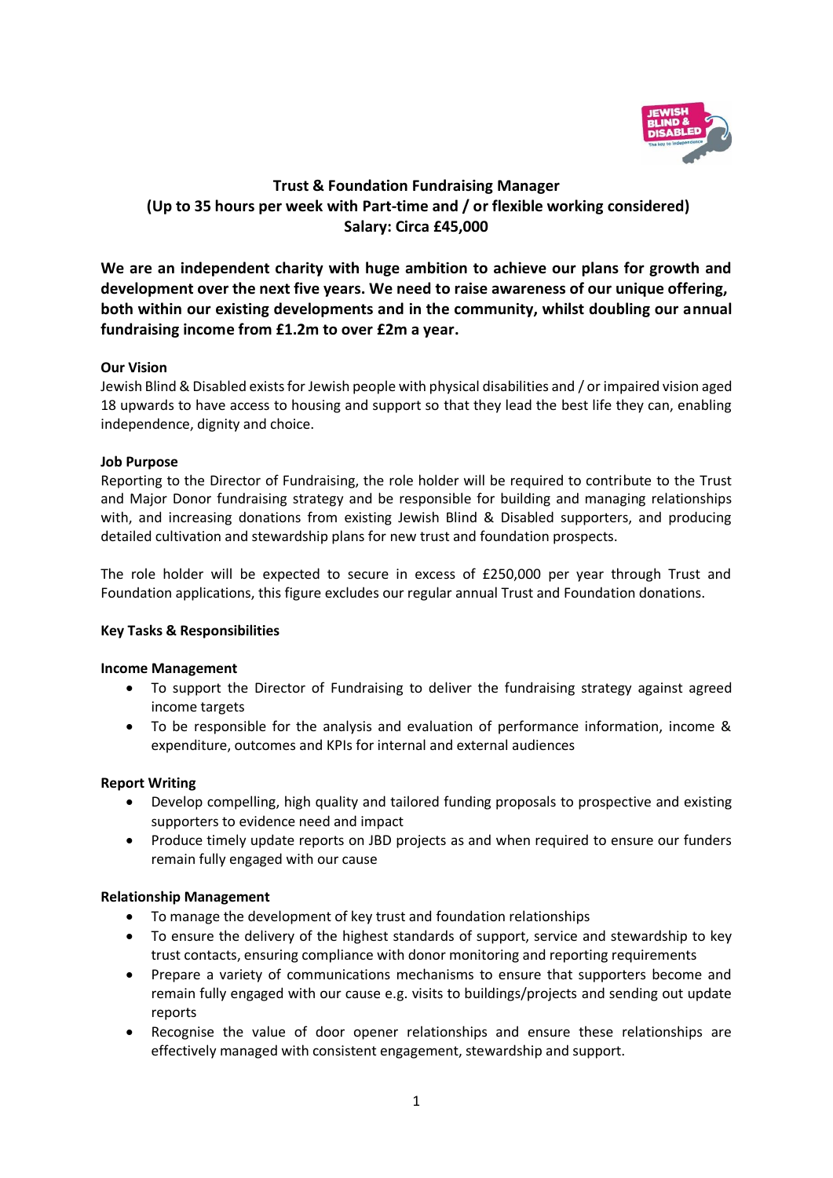# Trust & Foundation Fundraising Manager
## (Up to 35 hours per week with Part-time and / or flexible working considered)
## Salary: Circa £45,000

**We are an independent charity with huge ambition to achieve our plans for growth and development over the next five years. We need to raise awareness of our unique offering, both within our existing developments and in the community, whilst doubling our annual fundraising income from £1.2m to over £2m a year.**

### Our Vision

Jewish Blind & Disabled exists for Jewish people with physical disabilities and / or impaired vision aged 18 upwards to have access to housing and support so that they lead the best life they can, enabling independence, dignity and choice.

### Job Purpose

Reporting to the Director of Fundraising, the role holder will be required to contribute to the Trust and Major Donor fundraising strategy and be responsible for building and managing relationships with, and increasing donations from existing Jewish Blind & Disabled supporters, and producing detailed cultivation and stewardship plans for new trust and foundation prospects.

The role holder will be expected to secure in excess of £250,000 per year through Trust and Foundation applications, this figure excludes our regular annual Trust and Foundation donations.

### Key Tasks & Responsibilities

#### Income Management

- To support the Director of Fundraising to deliver the fundraising strategy against agreed income targets
- To be responsible for the analysis and evaluation of performance information, income & expenditure, outcomes and KPIs for internal and external audiences

#### Report Writing

- Develop compelling, high quality and tailored funding proposals to prospective and existing supporters to evidence need and impact
- Produce timely update reports on JBD projects as and when required to ensure our funders remain fully engaged with our cause

#### Relationship Management

- To manage the development of key trust and foundation relationships
- To ensure the delivery of the highest standards of support, service and stewardship to key trust contacts, ensuring compliance with donor monitoring and reporting requirements
- Prepare a variety of communications mechanisms to ensure that supporters become and remain fully engaged with our cause e.g. visits to buildings/projects and sending out update reports
- Recognise the value of door opener relationships and ensure these relationships are effectively managed with consistent engagement, stewardship and support.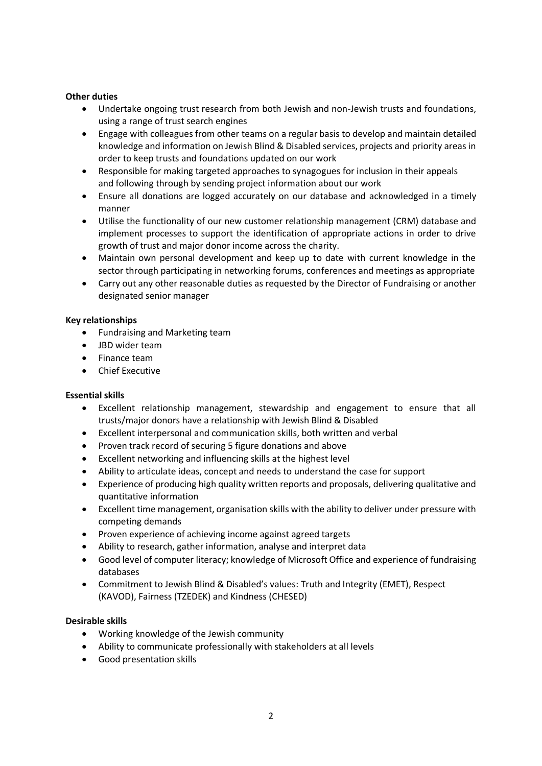**Other duties**

- Undertake ongoing trust research from both Jewish and non-Jewish trusts and foundations, using a range of trust search engines
- Engage with colleagues from other teams on a regular basis to develop and maintain detailed knowledge and information on Jewish Blind & Disabled services, projects and priority areas in order to keep trusts and foundations updated on our work
- Responsible for making targeted approaches to synagogues for inclusion in their appeals and following through by sending project information about our work
- Ensure all donations are logged accurately on our database and acknowledged in a timely manner
- Utilise the functionality of our new customer relationship management (CRM) database and implement processes to support the identification of appropriate actions in order to drive growth of trust and major donor income across the charity.
- Maintain own personal development and keep up to date with current knowledge in the sector through participating in networking forums, conferences and meetings as appropriate
- Carry out any other reasonable duties as requested by the Director of Fundraising or another designated senior manager

**Key relationships**

- Fundraising and Marketing team
- JBD wider team
- Finance team
- Chief Executive

**Essential skills**

- Excellent relationship management, stewardship and engagement to ensure that all trusts/major donors have a relationship with Jewish Blind & Disabled
- Excellent interpersonal and communication skills, both written and verbal
- Proven track record of securing 5 figure donations and above
- Excellent networking and influencing skills at the highest level
- Ability to articulate ideas, concept and needs to understand the case for support
- Experience of producing high quality written reports and proposals, delivering qualitative and quantitative information
- Excellent time management, organisation skills with the ability to deliver under pressure with competing demands
- Proven experience of achieving income against agreed targets
- Ability to research, gather information, analyse and interpret data
- Good level of computer literacy; knowledge of Microsoft Office and experience of fundraising databases
- Commitment to Jewish Blind & Disabled's values: Truth and Integrity (EMET), Respect (KAVOD), Fairness (TZEDEK) and Kindness (CHESED)

**Desirable skills**

- Working knowledge of the Jewish community
- Ability to communicate professionally with stakeholders at all levels
- Good presentation skills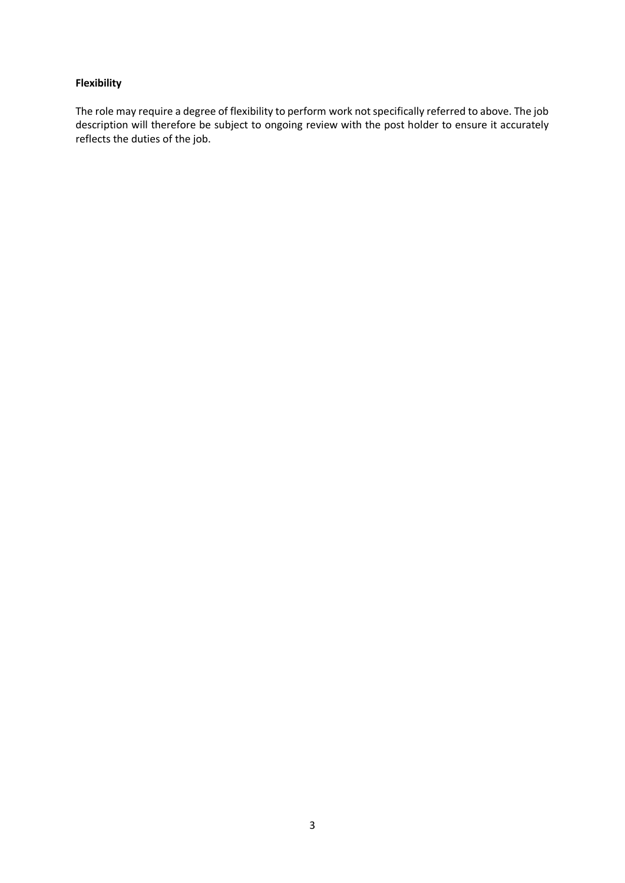**Flexibility**

The role may require a degree of flexibility to perform work not specifically referred to above. The job description will therefore be subject to ongoing review with the post holder to ensure it accurately reflects the duties of the job.